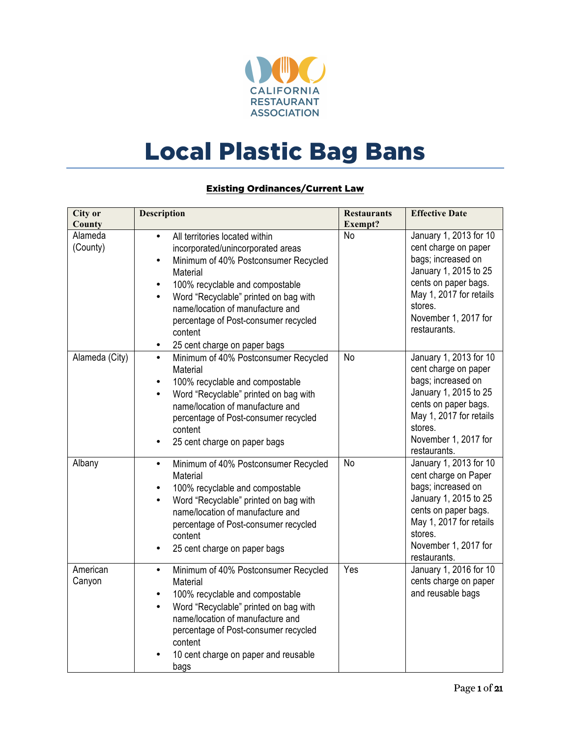CALIFORNIA RESTAURANT ASSOCIATION

# Local Plastic Bag Bans

## Existing Ordinances/Current Law

| City or County | Description | Restaurants Exempt? | Effective Date |
|---|---|---|---|
| Alameda (County) | • All territories located within incorporated/unincorporated areas<br>• Minimum of 40% Postconsumer Recycled Material<br>• 100% recyclable and compostable<br>• Word "Recyclable" printed on bag with name/location of manufacture and percentage of Post-consumer recycled content<br>• 25 cent charge on paper bags | No | January 1, 2013 for 10 cent charge on paper bags; increased on January 1, 2015 to 25 cents on paper bags. May 1, 2017 for retails stores. November 1, 2017 for restaurants. |
| Alameda (City) | • Minimum of 40% Postconsumer Recycled Material<br>• 100% recyclable and compostable<br>• Word "Recyclable" printed on bag with name/location of manufacture and percentage of Post-consumer recycled content<br>• 25 cent charge on paper bags | No | January 1, 2013 for 10 cent charge on paper bags; increased on January 1, 2015 to 25 cents on paper bags. May 1, 2017 for retails stores. November 1, 2017 for restaurants. |
| Albany | • Minimum of 40% Postconsumer Recycled Material<br>• 100% recyclable and compostable<br>• Word "Recyclable" printed on bag with name/location of manufacture and percentage of Post-consumer recycled content<br>• 25 cent charge on paper bags | No | January 1, 2013 for 10 cent charge on Paper bags; increased on January 1, 2015 to 25 cents on paper bags. May 1, 2017 for retails stores. November 1, 2017 for restaurants. |
| American Canyon | • Minimum of 40% Postconsumer Recycled Material<br>• 100% recyclable and compostable<br>• Word "Recyclable" printed on bag with name/location of manufacture and percentage of Post-consumer recycled content<br>• 10 cent charge on paper and reusable bags | Yes | January 1, 2016 for 10 cents charge on paper and reusable bags |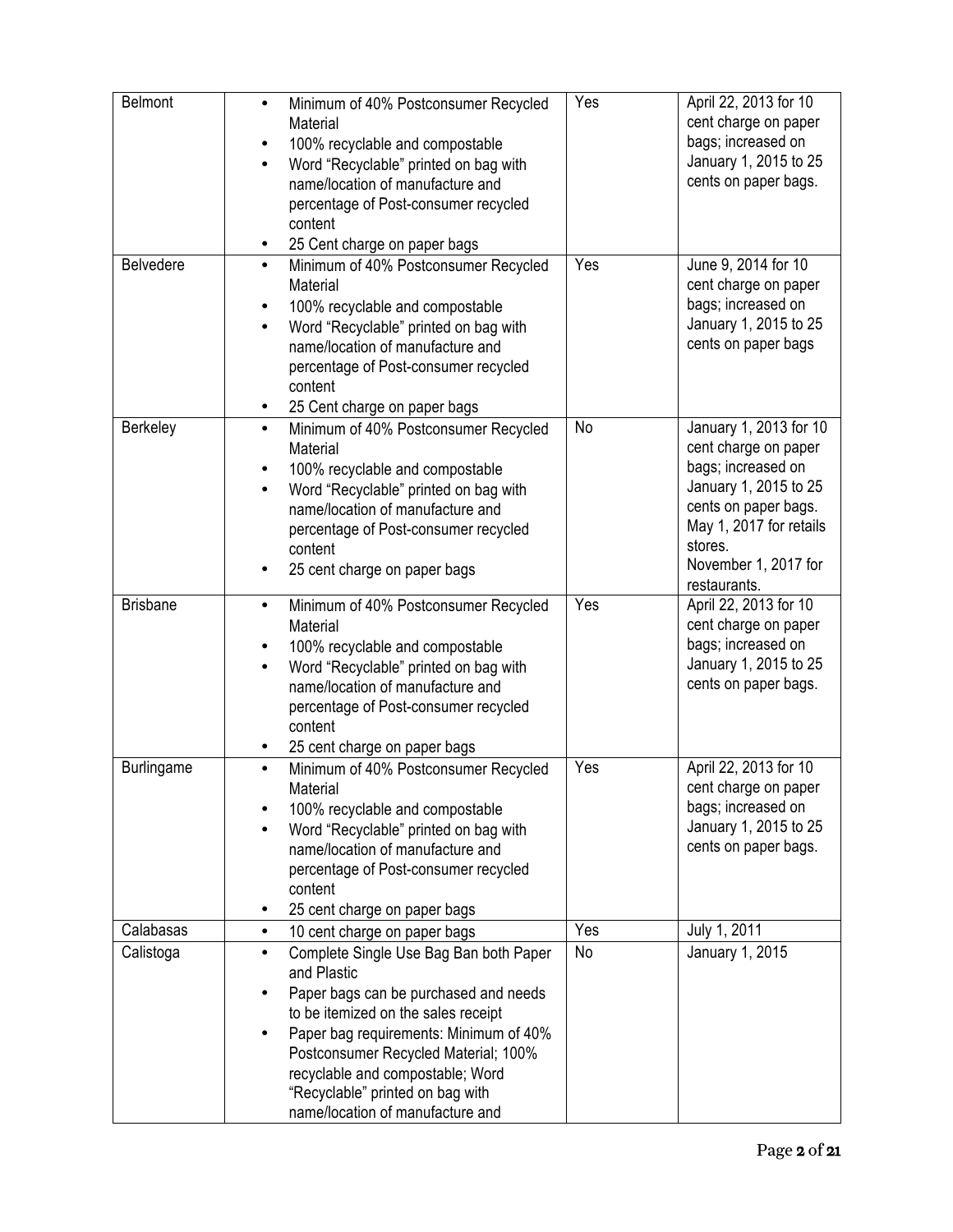| | | | |
|---|---|---|---|
| Belmont | • Minimum of 40% Postconsumer Recycled Material<br>• 100% recyclable and compostable<br>• Word "Recyclable" printed on bag with name/location of manufacture and percentage of Post-consumer recycled content<br>• 25 Cent charge on paper bags | Yes | April 22, 2013 for 10 cent charge on paper bags; increased on January 1, 2015 to 25 cents on paper bags. |
| Belvedere | • Minimum of 40% Postconsumer Recycled Material<br>• 100% recyclable and compostable<br>• Word "Recyclable" printed on bag with name/location of manufacture and percentage of Post-consumer recycled content<br>• 25 Cent charge on paper bags | Yes | June 9, 2014 for 10 cent charge on paper bags; increased on January 1, 2015 to 25 cents on paper bags |
| Berkeley | • Minimum of 40% Postconsumer Recycled Material<br>• 100% recyclable and compostable<br>• Word "Recyclable" printed on bag with name/location of manufacture and percentage of Post-consumer recycled content<br>• 25 cent charge on paper bags | No | January 1, 2013 for 10 cent charge on paper bags; increased on January 1, 2015 to 25 cents on paper bags. May 1, 2017 for retails stores. November 1, 2017 for restaurants. |
| Brisbane | • Minimum of 40% Postconsumer Recycled Material<br>• 100% recyclable and compostable<br>• Word "Recyclable" printed on bag with name/location of manufacture and percentage of Post-consumer recycled content<br>• 25 cent charge on paper bags | Yes | April 22, 2013 for 10 cent charge on paper bags; increased on January 1, 2015 to 25 cents on paper bags. |
| Burlingame | • Minimum of 40% Postconsumer Recycled Material<br>• 100% recyclable and compostable<br>• Word "Recyclable" printed on bag with name/location of manufacture and percentage of Post-consumer recycled content<br>• 25 cent charge on paper bags | Yes | April 22, 2013 for 10 cent charge on paper bags; increased on January 1, 2015 to 25 cents on paper bags. |
| Calabasas | • 10 cent charge on paper bags | Yes | July 1, 2011 |
| Calistoga | • Complete Single Use Bag Ban both Paper and Plastic<br>• Paper bags can be purchased and needs to be itemized on the sales receipt<br>• Paper bag requirements: Minimum of 40% Postconsumer Recycled Material; 100% recyclable and compostable; Word "Recyclable" printed on bag with name/location of manufacture and | No | January 1, 2015 |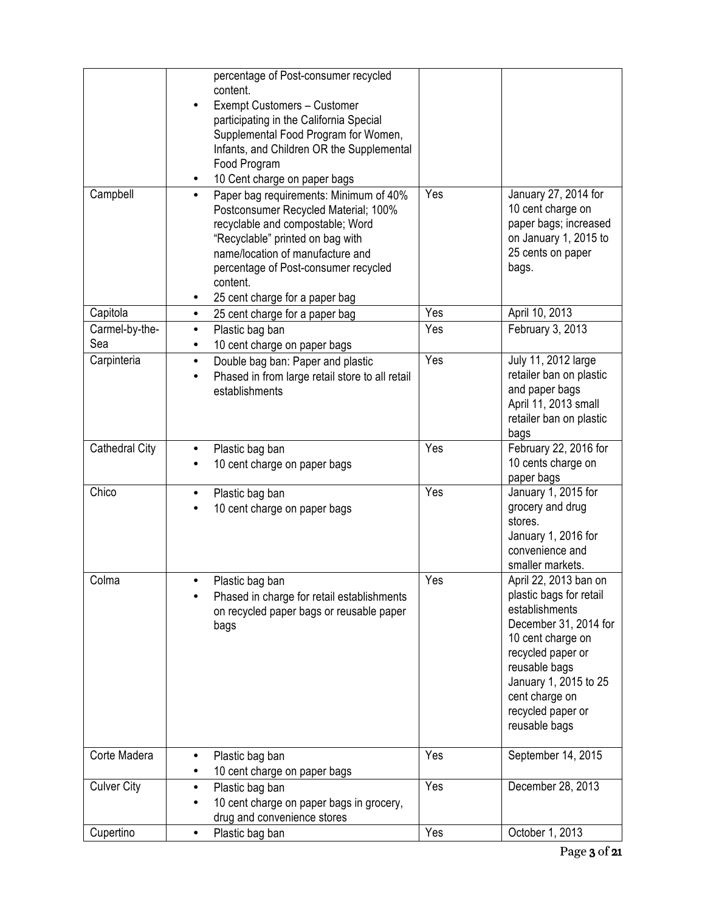| | | | |
|---|---|---|---|
| | • percentage of Post-consumer recycled content.<br>• Exempt Customers – Customer participating in the California Special Supplemental Food Program for Women, Infants, and Children OR the Supplemental Food Program<br>• 10 Cent charge on paper bags | | |
| Campbell | • Paper bag requirements: Minimum of 40% Postconsumer Recycled Material; 100% recyclable and compostable; Word "Recyclable" printed on bag with name/location of manufacture and percentage of Post-consumer recycled content.<br>• 25 cent charge for a paper bag | Yes | January 27, 2014 for 10 cent charge on paper bags; increased on January 1, 2015 to 25 cents on paper bags. |
| Capitola | • 25 cent charge for a paper bag | Yes | April 10, 2013 |
| Carmel-by-the-Sea | • Plastic bag ban<br>• 10 cent charge on paper bags | Yes | February 3, 2013 |
| Carpinteria | • Double bag ban: Paper and plastic<br>• Phased in from large retail store to all retail establishments | Yes | July 11, 2012 large retailer ban on plastic and paper bags<br>April 11, 2013 small retailer ban on plastic bags |
| Cathedral City | • Plastic bag ban<br>• 10 cent charge on paper bags | Yes | February 22, 2016 for 10 cents charge on paper bags |
| Chico | • Plastic bag ban<br>• 10 cent charge on paper bags | Yes | January 1, 2015 for grocery and drug stores.<br>January 1, 2016 for convenience and smaller markets. |
| Colma | • Plastic bag ban<br>• Phased in charge for retail establishments on recycled paper bags or reusable paper bags | Yes | April 22, 2013 ban on plastic bags for retail establishments<br>December 31, 2014 for 10 cent charge on recycled paper or reusable bags<br>January 1, 2015 to 25 cent charge on recycled paper or reusable bags |
| Corte Madera | • Plastic bag ban<br>• 10 cent charge on paper bags | Yes | September 14, 2015 |
| Culver City | • Plastic bag ban<br>• 10 cent charge on paper bags in grocery, drug and convenience stores | Yes | December 28, 2013 |
| Cupertino | • Plastic bag ban | Yes | October 1, 2013 |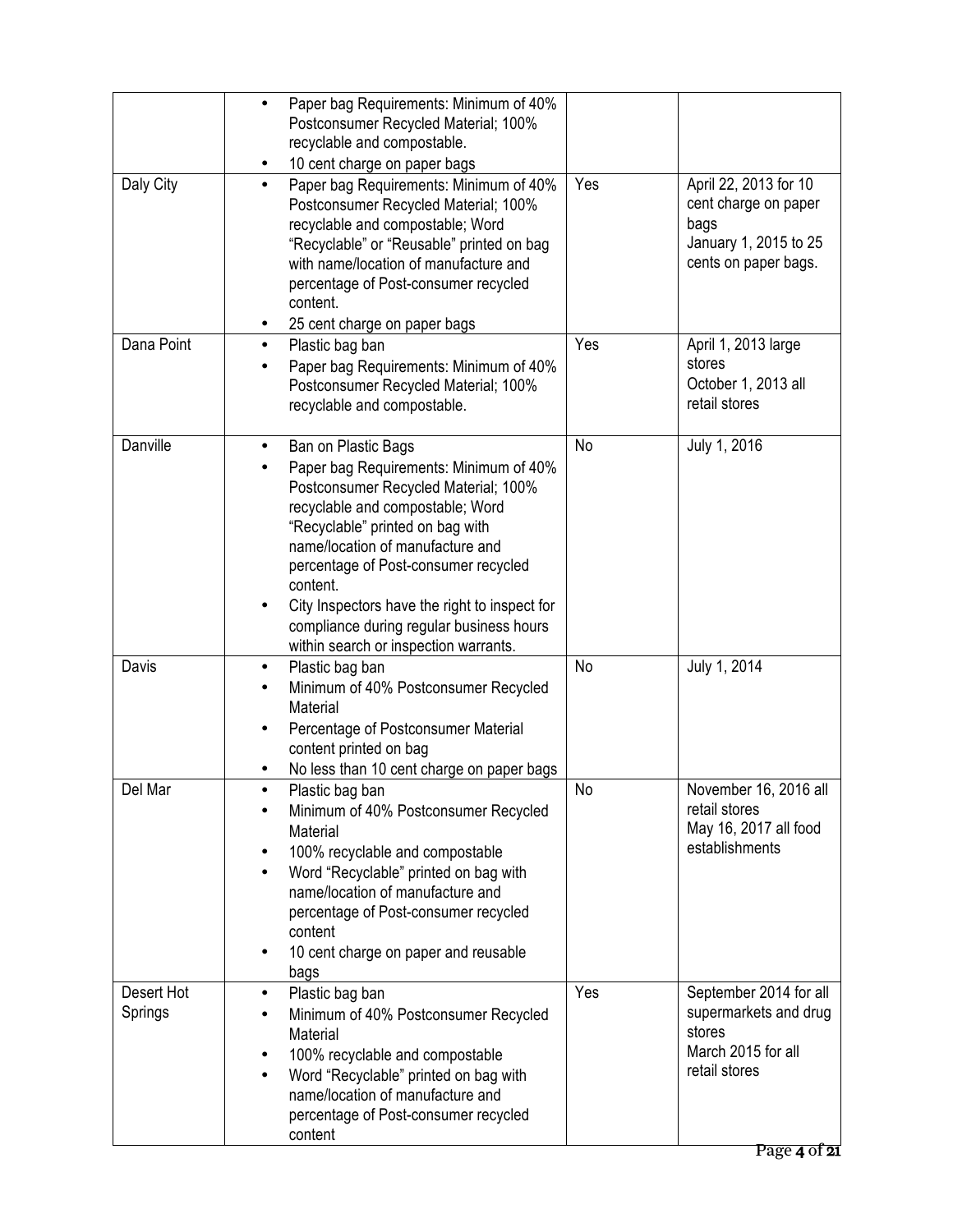| | | | |
|---|---|---|---|
| | • Paper bag Requirements: Minimum of 40% Postconsumer Recycled Material; 100% recyclable and compostable.<br>• 10 cent charge on paper bags | | |
| Daly City | • Paper bag Requirements: Minimum of 40% Postconsumer Recycled Material; 100% recyclable and compostable; Word "Recyclable" or "Reusable" printed on bag with name/location of manufacture and percentage of Post-consumer recycled content.<br>• 25 cent charge on paper bags | Yes | April 22, 2013 for 10 cent charge on paper bags<br>January 1, 2015 to 25 cents on paper bags. |
| Dana Point | • Plastic bag ban<br>• Paper bag Requirements: Minimum of 40% Postconsumer Recycled Material; 100% recyclable and compostable. | Yes | April 1, 2013 large stores<br>October 1, 2013 all retail stores |
| Danville | • Ban on Plastic Bags<br>• Paper bag Requirements: Minimum of 40% Postconsumer Recycled Material; 100% recyclable and compostable; Word "Recyclable" printed on bag with name/location of manufacture and percentage of Post-consumer recycled content.<br>• City Inspectors have the right to inspect for compliance during regular business hours within search or inspection warrants. | No | July 1, 2016 |
| Davis | • Plastic bag ban<br>• Minimum of 40% Postconsumer Recycled Material<br>• Percentage of Postconsumer Material content printed on bag<br>• No less than 10 cent charge on paper bags | No | July 1, 2014 |
| Del Mar | • Plastic bag ban<br>• Minimum of 40% Postconsumer Recycled Material<br>• 100% recyclable and compostable<br>• Word "Recyclable" printed on bag with name/location of manufacture and percentage of Post-consumer recycled content<br>• 10 cent charge on paper and reusable bags | No | November 16, 2016 all retail stores<br>May 16, 2017 all food establishments |
| Desert Hot Springs | • Plastic bag ban<br>• Minimum of 40% Postconsumer Recycled Material<br>• 100% recyclable and compostable<br>• Word "Recyclable" printed on bag with name/location of manufacture and percentage of Post-consumer recycled content | Yes | September 2014 for all supermarkets and drug stores<br>March 2015 for all retail stores |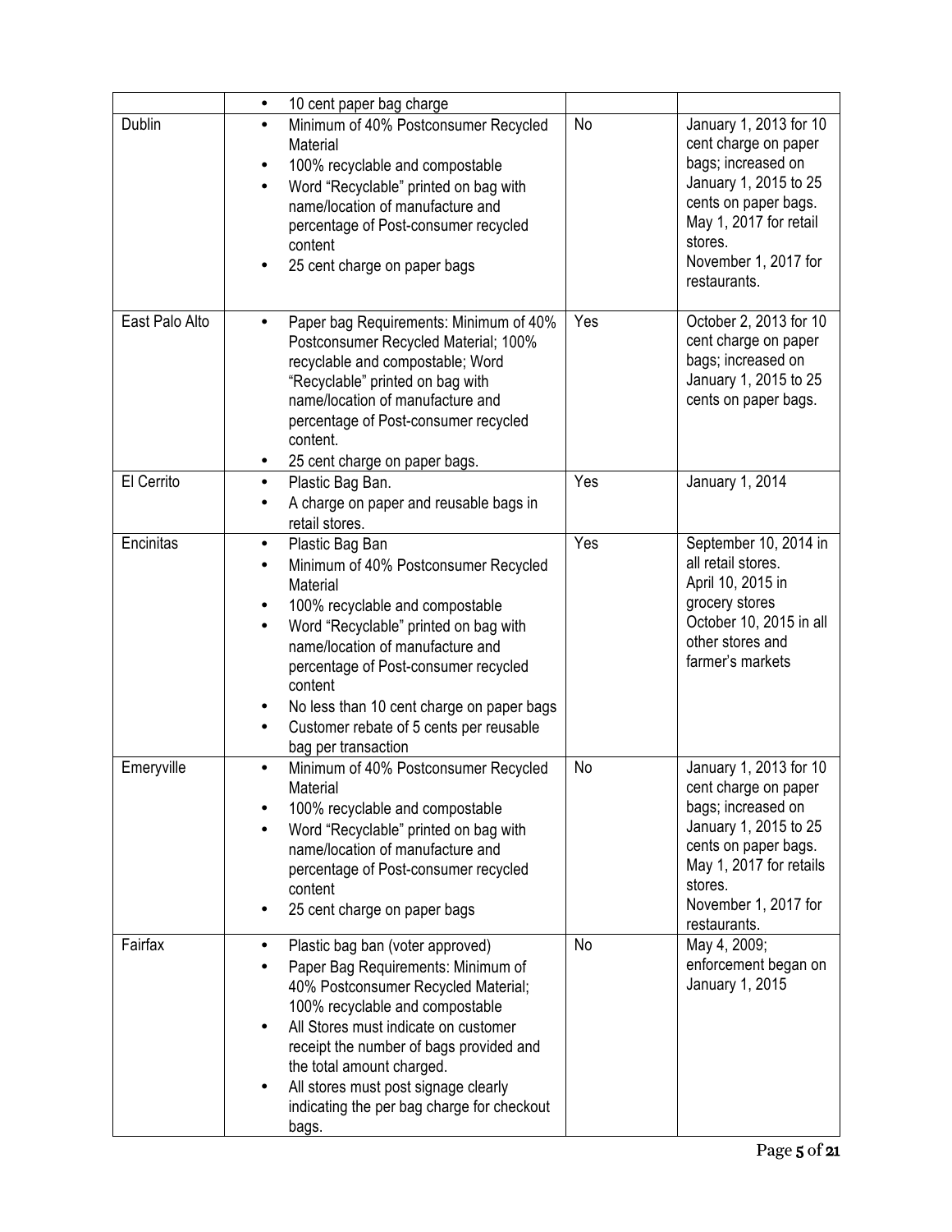| | | | |
|---|---|---|---|
| | • 10 cent paper bag charge | | |
| Dublin | • Minimum of 40% Postconsumer Recycled Material<br>• 100% recyclable and compostable<br>• Word "Recyclable" printed on bag with name/location of manufacture and percentage of Post-consumer recycled content<br>• 25 cent charge on paper bags | No | January 1, 2013 for 10 cent charge on paper bags; increased on January 1, 2015 to 25 cents on paper bags. May 1, 2017 for retail stores.<br>November 1, 2017 for restaurants. |
| East Palo Alto | • Paper bag Requirements: Minimum of 40% Postconsumer Recycled Material; 100% recyclable and compostable; Word "Recyclable" printed on bag with name/location of manufacture and percentage of Post-consumer recycled content.<br>• 25 cent charge on paper bags. | Yes | October 2, 2013 for 10 cent charge on paper bags; increased on January 1, 2015 to 25 cents on paper bags. |
| El Cerrito | • Plastic Bag Ban.<br>• A charge on paper and reusable bags in retail stores. | Yes | January 1, 2014 |
| Encinitas | • Plastic Bag Ban<br>• Minimum of 40% Postconsumer Recycled Material<br>• 100% recyclable and compostable<br>• Word "Recyclable" printed on bag with name/location of manufacture and percentage of Post-consumer recycled content<br>• No less than 10 cent charge on paper bags<br>• Customer rebate of 5 cents per reusable bag per transaction | Yes | September 10, 2014 in all retail stores.<br>April 10, 2015 in grocery stores<br>October 10, 2015 in all other stores and farmer's markets |
| Emeryville | • Minimum of 40% Postconsumer Recycled Material<br>• 100% recyclable and compostable<br>• Word "Recyclable" printed on bag with name/location of manufacture and percentage of Post-consumer recycled content<br>• 25 cent charge on paper bags | No | January 1, 2013 for 10 cent charge on paper bags; increased on January 1, 2015 to 25 cents on paper bags. May 1, 2017 for retails stores.<br>November 1, 2017 for restaurants. |
| Fairfax | • Plastic bag ban (voter approved)<br>• Paper Bag Requirements: Minimum of 40% Postconsumer Recycled Material; 100% recyclable and compostable<br>• All Stores must indicate on customer receipt the number of bags provided and the total amount charged.<br>• All stores must post signage clearly indicating the per bag charge for checkout bags. | No | May 4, 2009; enforcement began on January 1, 2015 |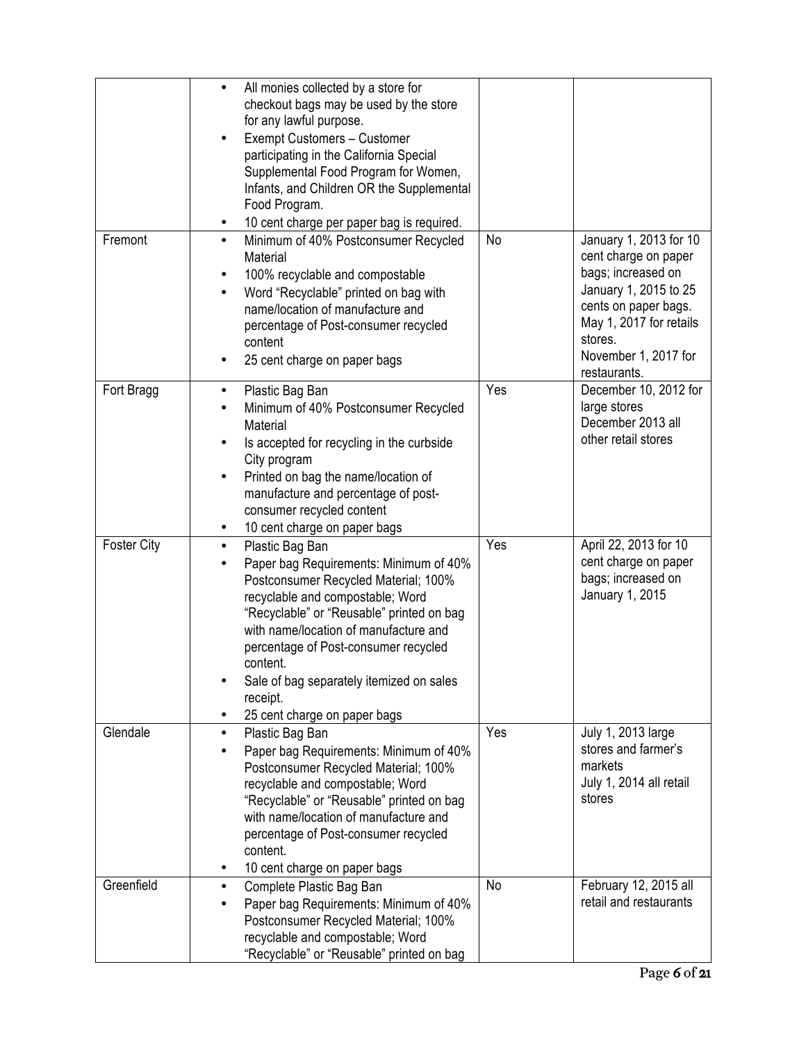| | | | |
|---|---|---|---|
| | • All monies collected by a store for checkout bags may be used by the store for any lawful purpose.<br>• Exempt Customers – Customer participating in the California Special Supplemental Food Program for Women, Infants, and Children OR the Supplemental Food Program.<br>• 10 cent charge per paper bag is required. | | |
| Fremont | • Minimum of 40% Postconsumer Recycled Material<br>• 100% recyclable and compostable<br>• Word "Recyclable" printed on bag with name/location of manufacture and percentage of Post-consumer recycled content<br>• 25 cent charge on paper bags | No | January 1, 2013 for 10 cent charge on paper bags; increased on January 1, 2015 to 25 cents on paper bags. May 1, 2017 for retails stores. November 1, 2017 for restaurants. |
| Fort Bragg | • Plastic Bag Ban<br>• Minimum of 40% Postconsumer Recycled Material<br>• Is accepted for recycling in the curbside City program<br>• Printed on bag the name/location of manufacture and percentage of post-consumer recycled content<br>• 10 cent charge on paper bags | Yes | December 10, 2012 for large stores<br>December 2013 all other retail stores |
| Foster City | • Plastic Bag Ban<br>• Paper bag Requirements: Minimum of 40% Postconsumer Recycled Material; 100% recyclable and compostable; Word "Recyclable" or "Reusable" printed on bag with name/location of manufacture and percentage of Post-consumer recycled content.<br>• Sale of bag separately itemized on sales receipt.<br>• 25 cent charge on paper bags | Yes | April 22, 2013 for 10 cent charge on paper bags; increased on January 1, 2015 |
| Glendale | • Plastic Bag Ban<br>• Paper bag Requirements: Minimum of 40% Postconsumer Recycled Material; 100% recyclable and compostable; Word "Recyclable" or "Reusable" printed on bag with name/location of manufacture and percentage of Post-consumer recycled content.<br>• 10 cent charge on paper bags | Yes | July 1, 2013 large stores and farmer's markets<br>July 1, 2014 all retail stores |
| Greenfield | • Complete Plastic Bag Ban<br>• Paper bag Requirements: Minimum of 40% Postconsumer Recycled Material; 100% recyclable and compostable; Word "Recyclable" or "Reusable" printed on bag | No | February 12, 2015 all retail and restaurants |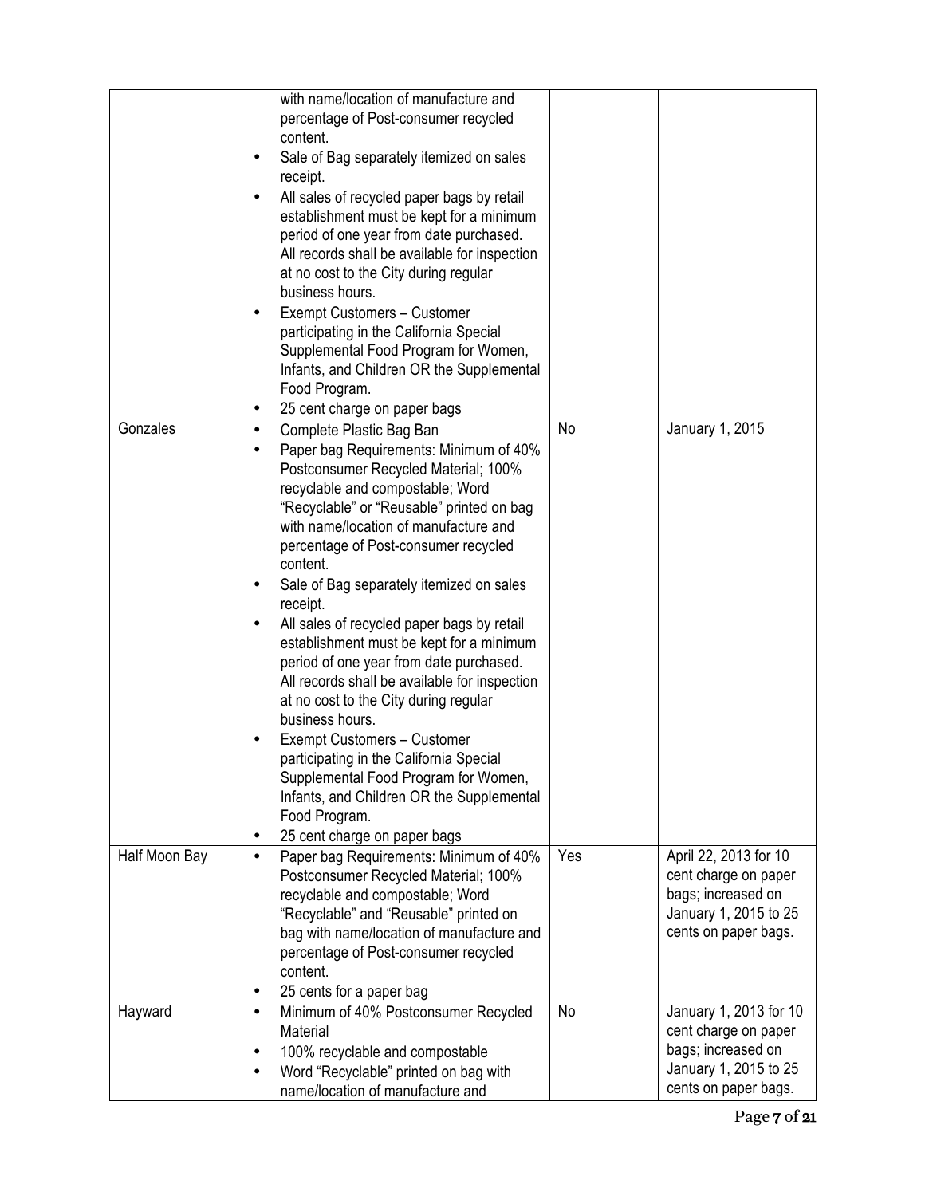| | | | |
|---|---|---|---|
| | with name/location of manufacture and percentage of Post-consumer recycled content.<br>• Sale of Bag separately itemized on sales receipt.<br>• All sales of recycled paper bags by retail establishment must be kept for a minimum period of one year from date purchased. All records shall be available for inspection at no cost to the City during regular business hours.<br>• Exempt Customers – Customer participating in the California Special Supplemental Food Program for Women, Infants, and Children OR the Supplemental Food Program.<br>• 25 cent charge on paper bags | | |
| Gonzales | • Complete Plastic Bag Ban<br>• Paper bag Requirements: Minimum of 40% Postconsumer Recycled Material; 100% recyclable and compostable; Word "Recyclable" or "Reusable" printed on bag with name/location of manufacture and percentage of Post-consumer recycled content.<br>• Sale of Bag separately itemized on sales receipt.<br>• All sales of recycled paper bags by retail establishment must be kept for a minimum period of one year from date purchased. All records shall be available for inspection at no cost to the City during regular business hours.<br>• Exempt Customers – Customer participating in the California Special Supplemental Food Program for Women, Infants, and Children OR the Supplemental Food Program.<br>• 25 cent charge on paper bags | No | January 1, 2015 |
| Half Moon Bay | • Paper bag Requirements: Minimum of 40% Postconsumer Recycled Material; 100% recyclable and compostable; Word "Recyclable" and "Reusable" printed on bag with name/location of manufacture and percentage of Post-consumer recycled content.<br>• 25 cents for a paper bag | Yes | April 22, 2013 for 10 cent charge on paper bags; increased on January 1, 2015 to 25 cents on paper bags. |
| Hayward | • Minimum of 40% Postconsumer Recycled Material<br>• 100% recyclable and compostable<br>• Word "Recyclable" printed on bag with name/location of manufacture and | No | January 1, 2013 for 10 cent charge on paper bags; increased on January 1, 2015 to 25 cents on paper bags. |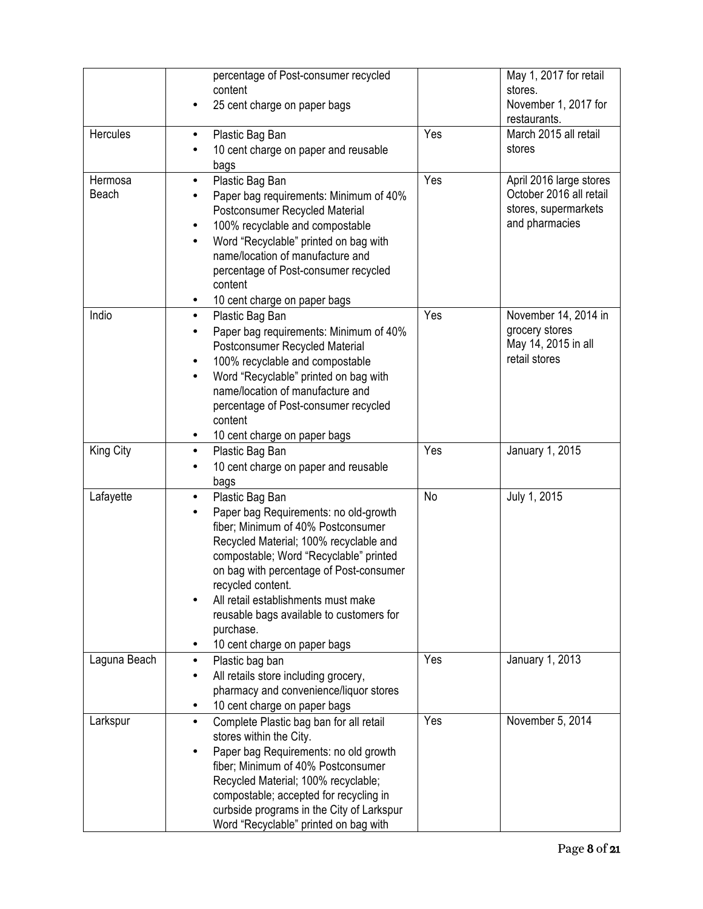| | | | |
|---|---|---|---|
| | percentage of Post-consumer recycled content<br>• 25 cent charge on paper bags | | May 1, 2017 for retail stores.<br>November 1, 2017 for restaurants. |
| Hercules | • Plastic Bag Ban<br>• 10 cent charge on paper and reusable bags | Yes | March 2015 all retail stores |
| Hermosa Beach | • Plastic Bag Ban<br>• Paper bag requirements: Minimum of 40% Postconsumer Recycled Material<br>• 100% recyclable and compostable<br>• Word "Recyclable" printed on bag with name/location of manufacture and percentage of Post-consumer recycled content<br>• 10 cent charge on paper bags | Yes | April 2016 large stores<br>October 2016 all retail stores, supermarkets and pharmacies |
| Indio | • Plastic Bag Ban<br>• Paper bag requirements: Minimum of 40% Postconsumer Recycled Material<br>• 100% recyclable and compostable<br>• Word "Recyclable" printed on bag with name/location of manufacture and percentage of Post-consumer recycled content<br>• 10 cent charge on paper bags | Yes | November 14, 2014 in grocery stores<br>May 14, 2015 in all retail stores |
| King City | • Plastic Bag Ban<br>• 10 cent charge on paper and reusable bags | Yes | January 1, 2015 |
| Lafayette | • Plastic Bag Ban<br>• Paper bag Requirements: no old-growth fiber; Minimum of 40% Postconsumer Recycled Material; 100% recyclable and compostable; Word "Recyclable" printed on bag with percentage of Post-consumer recycled content.<br>• All retail establishments must make reusable bags available to customers for purchase.<br>• 10 cent charge on paper bags | No | July 1, 2015 |
| Laguna Beach | • Plastic bag ban<br>• All retails store including grocery, pharmacy and convenience/liquor stores<br>• 10 cent charge on paper bags | Yes | January 1, 2013 |
| Larkspur | • Complete Plastic bag ban for all retail stores within the City.<br>• Paper bag Requirements: no old growth fiber; Minimum of 40% Postconsumer Recycled Material; 100% recyclable; compostable; accepted for recycling in curbside programs in the City of Larkspur Word "Recyclable" printed on bag with | Yes | November 5, 2014 |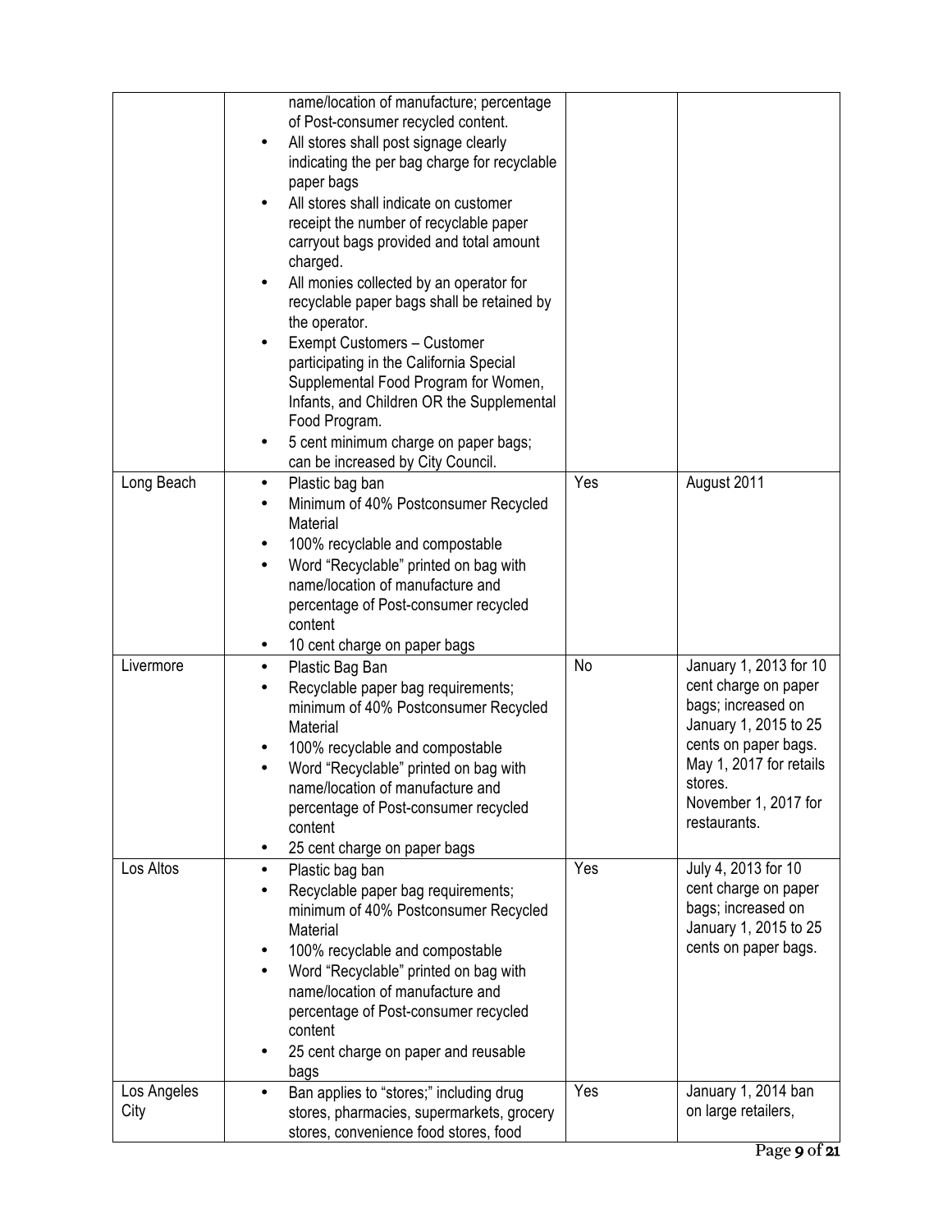| | | | |
|---|---|---|---|
| | name/location of manufacture; percentage of Post-consumer recycled content.<br>• All stores shall post signage clearly indicating the per bag charge for recyclable paper bags<br>• All stores shall indicate on customer receipt the number of recyclable paper carryout bags provided and total amount charged.<br>• All monies collected by an operator for recyclable paper bags shall be retained by the operator.<br>• Exempt Customers – Customer participating in the California Special Supplemental Food Program for Women, Infants, and Children OR the Supplemental Food Program.<br>• 5 cent minimum charge on paper bags; can be increased by City Council. | | |
| Long Beach | • Plastic bag ban<br>• Minimum of 40% Postconsumer Recycled Material<br>• 100% recyclable and compostable<br>• Word "Recyclable" printed on bag with name/location of manufacture and percentage of Post-consumer recycled content<br>• 10 cent charge on paper bags | Yes | August 2011 |
| Livermore | • Plastic Bag Ban<br>• Recyclable paper bag requirements; minimum of 40% Postconsumer Recycled Material<br>• 100% recyclable and compostable<br>• Word "Recyclable" printed on bag with name/location of manufacture and percentage of Post-consumer recycled content<br>• 25 cent charge on paper bags | No | January 1, 2013 for 10 cent charge on paper bags; increased on January 1, 2015 to 25 cents on paper bags. May 1, 2017 for retails stores. November 1, 2017 for restaurants. |
| Los Altos | • Plastic bag ban<br>• Recyclable paper bag requirements; minimum of 40% Postconsumer Recycled Material<br>• 100% recyclable and compostable<br>• Word "Recyclable" printed on bag with name/location of manufacture and percentage of Post-consumer recycled content<br>• 25 cent charge on paper and reusable bags | Yes | July 4, 2013 for 10 cent charge on paper bags; increased on January 1, 2015 to 25 cents on paper bags. |
| Los Angeles City | • Ban applies to "stores;" including drug stores, pharmacies, supermarkets, grocery stores, convenience food stores, food | Yes | January 1, 2014 ban on large retailers, |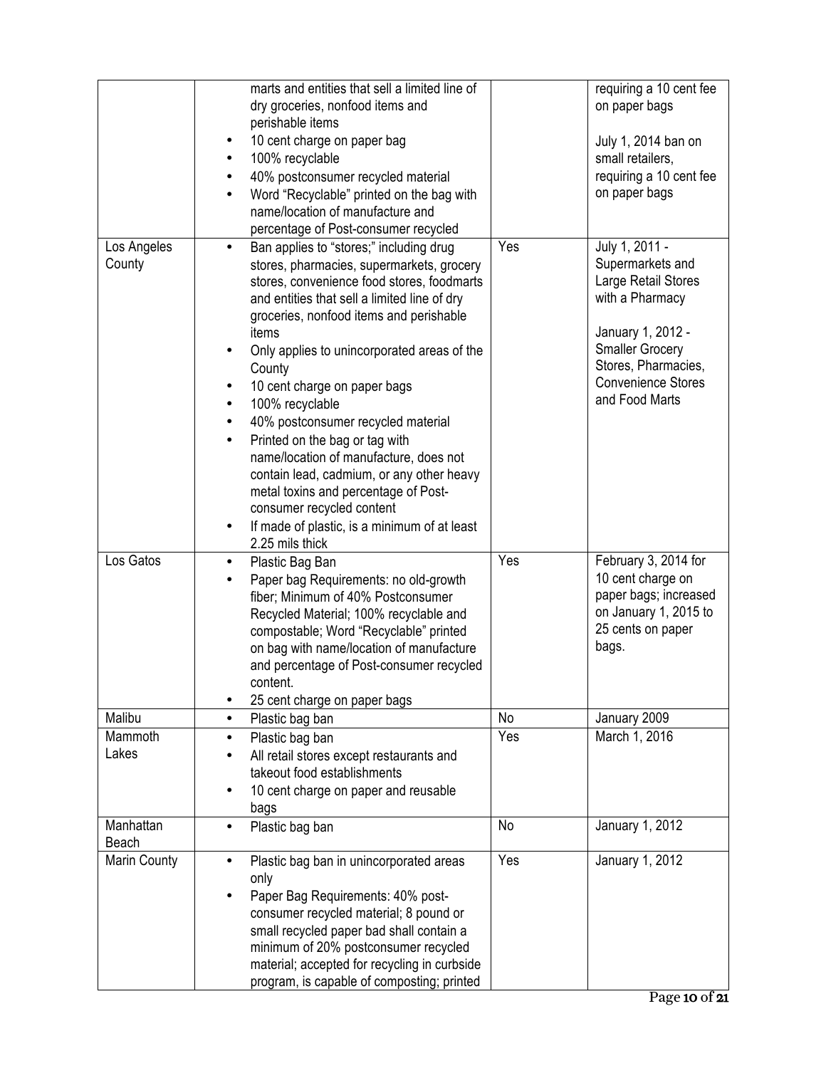| | | | |
|---|---|---|---|
| | marts and entities that sell a limited line of dry groceries, nonfood items and perishable items<br>• 10 cent charge on paper bag<br>• 100% recyclable<br>• 40% postconsumer recycled material<br>• Word "Recyclable" printed on the bag with name/location of manufacture and percentage of Post-consumer recycled | | requiring a 10 cent fee on paper bags<br><br>July 1, 2014 ban on small retailers, requiring a 10 cent fee on paper bags |
| Los Angeles County | • Ban applies to "stores;" including drug stores, pharmacies, supermarkets, grocery stores, convenience food stores, foodmarts and entities that sell a limited line of dry groceries, nonfood items and perishable items<br>• Only applies to unincorporated areas of the County<br>• 10 cent charge on paper bags<br>• 100% recyclable<br>• 40% postconsumer recycled material<br>• Printed on the bag or tag with name/location of manufacture, does not contain lead, cadmium, or any other heavy metal toxins and percentage of Post-consumer recycled content<br>• If made of plastic, is a minimum of at least 2.25 mils thick | Yes | July 1, 2011 - Supermarkets and Large Retail Stores with a Pharmacy<br><br>January 1, 2012 - Smaller Grocery Stores, Pharmacies, Convenience Stores and Food Marts |
| Los Gatos | • Plastic Bag Ban<br>• Paper bag Requirements: no old-growth fiber; Minimum of 40% Postconsumer Recycled Material; 100% recyclable and compostable; Word "Recyclable" printed on bag with name/location of manufacture and percentage of Post-consumer recycled content.<br>• 25 cent charge on paper bags | Yes | February 3, 2014 for 10 cent charge on paper bags; increased on January 1, 2015 to 25 cents on paper bags. |
| Malibu | • Plastic bag ban | No | January 2009 |
| Mammoth Lakes | • Plastic bag ban<br>• All retail stores except restaurants and takeout food establishments<br>• 10 cent charge on paper and reusable bags | Yes | March 1, 2016 |
| Manhattan Beach | • Plastic bag ban | No | January 1, 2012 |
| Marin County | • Plastic bag ban in unincorporated areas only<br>• Paper Bag Requirements: 40% post-consumer recycled material; 8 pound or small recycled paper bad shall contain a minimum of 20% postconsumer recycled material; accepted for recycling in curbside program, is capable of composting; printed | Yes | January 1, 2012 |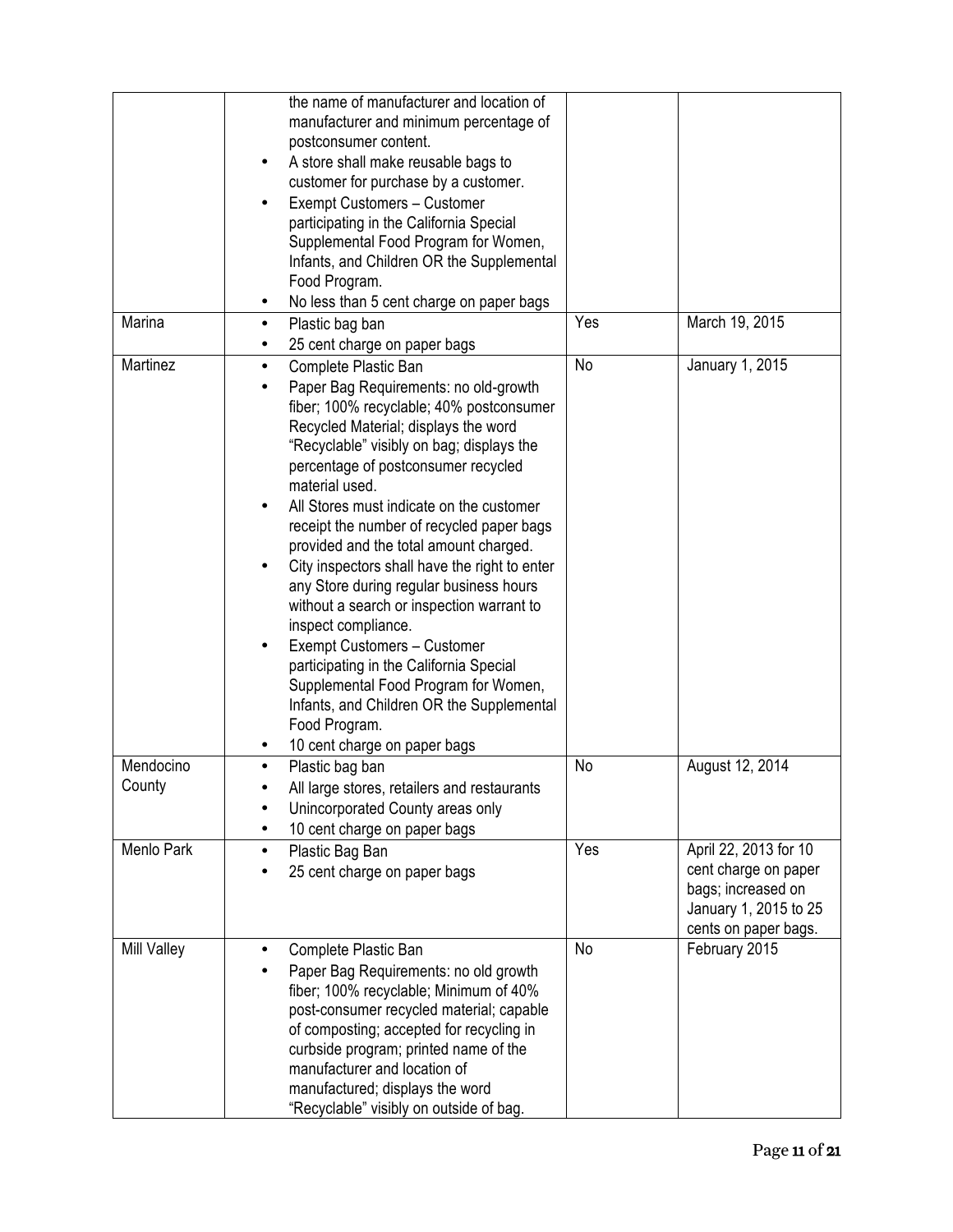| | | | |
|---|---|---|---|
| | • the name of manufacturer and location of manufacturer and minimum percentage of postconsumer content.<br>• A store shall make reusable bags to customer for purchase by a customer.<br>• Exempt Customers – Customer participating in the California Special Supplemental Food Program for Women, Infants, and Children OR the Supplemental Food Program.<br>• No less than 5 cent charge on paper bags | | |
| Marina | • Plastic bag ban<br>• 25 cent charge on paper bags | Yes | March 19, 2015 |
| Martinez | • Complete Plastic Ban<br>• Paper Bag Requirements: no old-growth fiber; 100% recyclable; 40% postconsumer Recycled Material; displays the word "Recyclable" visibly on bag; displays the percentage of postconsumer recycled material used.<br>• All Stores must indicate on the customer receipt the number of recycled paper bags provided and the total amount charged.<br>• City inspectors shall have the right to enter any Store during regular business hours without a search or inspection warrant to inspect compliance.<br>• Exempt Customers – Customer participating in the California Special Supplemental Food Program for Women, Infants, and Children OR the Supplemental Food Program.<br>• 10 cent charge on paper bags | No | January 1, 2015 |
| Mendocino County | • Plastic bag ban<br>• All large stores, retailers and restaurants<br>• Unincorporated County areas only<br>• 10 cent charge on paper bags | No | August 12, 2014 |
| Menlo Park | • Plastic Bag Ban<br>• 25 cent charge on paper bags | Yes | April 22, 2013 for 10 cent charge on paper bags; increased on January 1, 2015 to 25 cents on paper bags. |
| Mill Valley | • Complete Plastic Ban<br>• Paper Bag Requirements: no old growth fiber; 100% recyclable; Minimum of 40% post-consumer recycled material; capable of composting; accepted for recycling in curbside program; printed name of the manufacturer and location of manufactured; displays the word "Recyclable" visibly on outside of bag. | No | February 2015 |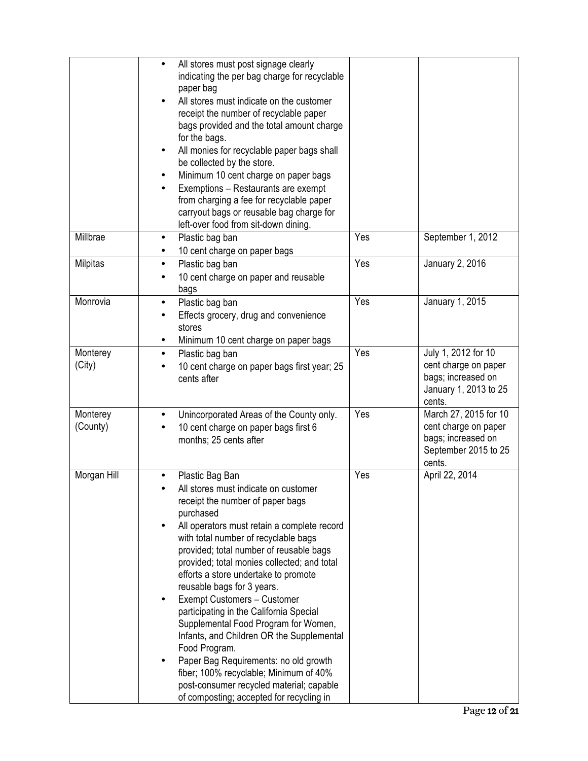| | | | |
|---|---|---|---|
| | • All stores must post signage clearly indicating the per bag charge for recyclable paper bag<br>• All stores must indicate on the customer receipt the number of recyclable paper bags provided and the total amount charge for the bags.<br>• All monies for recyclable paper bags shall be collected by the store.<br>• Minimum 10 cent charge on paper bags<br>• Exemptions – Restaurants are exempt from charging a fee for recyclable paper carryout bags or reusable bag charge for left-over food from sit-down dining. | | |
| Millbrae | • Plastic bag ban<br>• 10 cent charge on paper bags | Yes | September 1, 2012 |
| Milpitas | • Plastic bag ban<br>• 10 cent charge on paper and reusable bags | Yes | January 2, 2016 |
| Monrovia | • Plastic bag ban<br>• Effects grocery, drug and convenience stores<br>• Minimum 10 cent charge on paper bags | Yes | January 1, 2015 |
| Monterey (City) | • Plastic bag ban<br>• 10 cent charge on paper bags first year; 25 cents after | Yes | July 1, 2012 for 10 cent charge on paper bags; increased on January 1, 2013 to 25 cents. |
| Monterey (County) | • Unincorporated Areas of the County only.<br>• 10 cent charge on paper bags first 6 months; 25 cents after | Yes | March 27, 2015 for 10 cent charge on paper bags; increased on September 2015 to 25 cents. |
| Morgan Hill | • Plastic Bag Ban<br>• All stores must indicate on customer receipt the number of paper bags purchased<br>• All operators must retain a complete record with total number of recyclable bags provided; total number of reusable bags provided; total monies collected; and total efforts a store undertake to promote reusable bags for 3 years.<br>• Exempt Customers – Customer participating in the California Special Supplemental Food Program for Women, Infants, and Children OR the Supplemental Food Program.<br>• Paper Bag Requirements: no old growth fiber; 100% recyclable; Minimum of 40% post-consumer recycled material; capable of composting; accepted for recycling in | Yes | April 22, 2014 |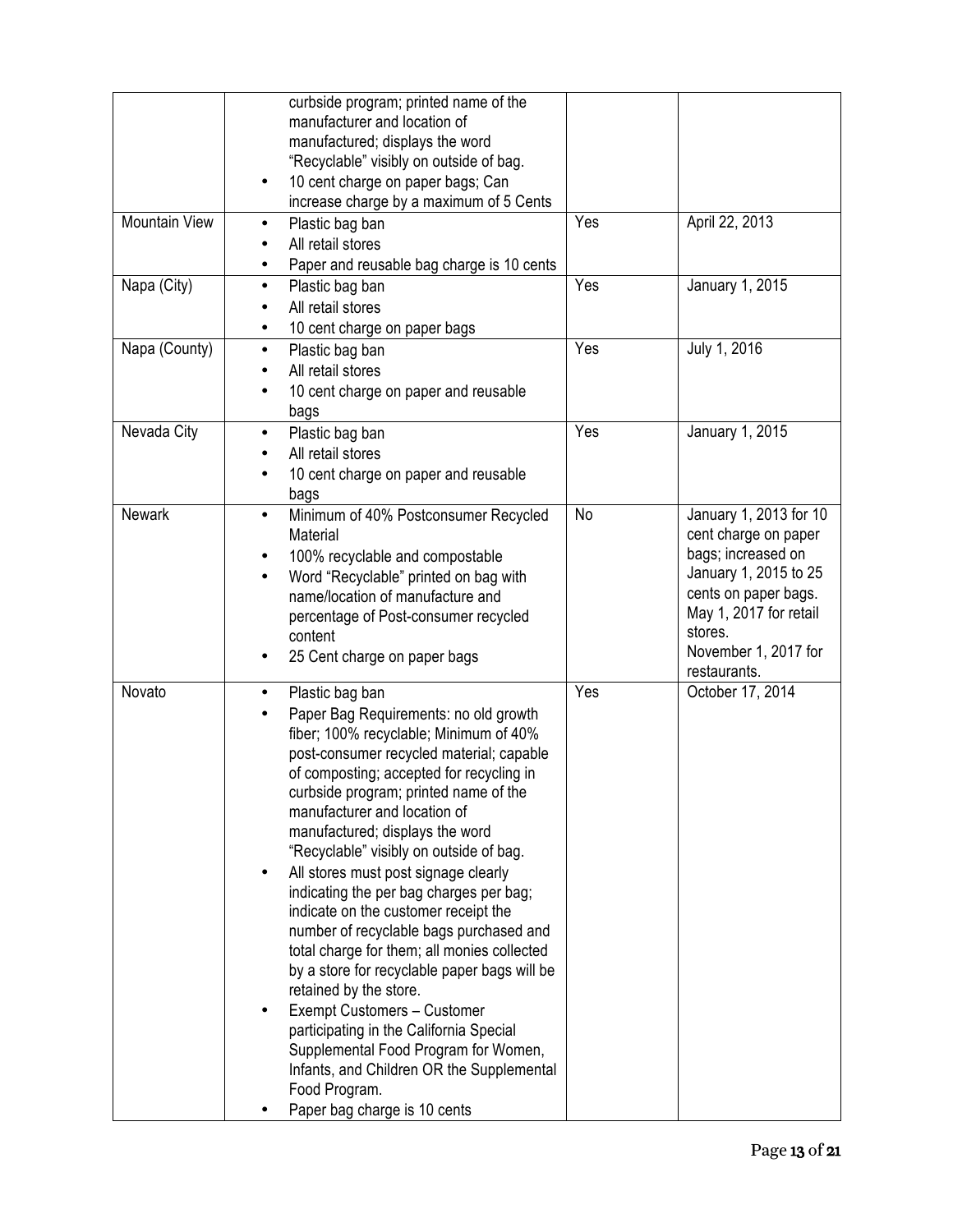| | | | |
|---|---|---|---|
| | • curbside program; printed name of the manufacturer and location of manufactured; displays the word "Recyclable" visibly on outside of bag.<br>• 10 cent charge on paper bags; Can increase charge by a maximum of 5 Cents | | |
| Mountain View | • Plastic bag ban<br>• All retail stores<br>• Paper and reusable bag charge is 10 cents | Yes | April 22, 2013 |
| Napa (City) | • Plastic bag ban<br>• All retail stores<br>• 10 cent charge on paper bags | Yes | January 1, 2015 |
| Napa (County) | • Plastic bag ban<br>• All retail stores<br>• 10 cent charge on paper and reusable bags | Yes | July 1, 2016 |
| Nevada City | • Plastic bag ban<br>• All retail stores<br>• 10 cent charge on paper and reusable bags | Yes | January 1, 2015 |
| Newark | • Minimum of 40% Postconsumer Recycled Material<br>• 100% recyclable and compostable<br>• Word "Recyclable" printed on bag with name/location of manufacture and percentage of Post-consumer recycled content<br>• 25 Cent charge on paper bags | No | January 1, 2013 for 10 cent charge on paper bags; increased on January 1, 2015 to 25 cents on paper bags. May 1, 2017 for retail stores. November 1, 2017 for restaurants. |
| Novato | • Plastic bag ban<br>• Paper Bag Requirements: no old growth fiber; 100% recyclable; Minimum of 40% post-consumer recycled material; capable of composting; accepted for recycling in curbside program; printed name of the manufacturer and location of manufactured; displays the word "Recyclable" visibly on outside of bag.<br>• All stores must post signage clearly indicating the per bag charges per bag; indicate on the customer receipt the number of recyclable bags purchased and total charge for them; all monies collected by a store for recyclable paper bags will be retained by the store.<br>• Exempt Customers – Customer participating in the California Special Supplemental Food Program for Women, Infants, and Children OR the Supplemental Food Program.<br>• Paper bag charge is 10 cents | Yes | October 17, 2014 |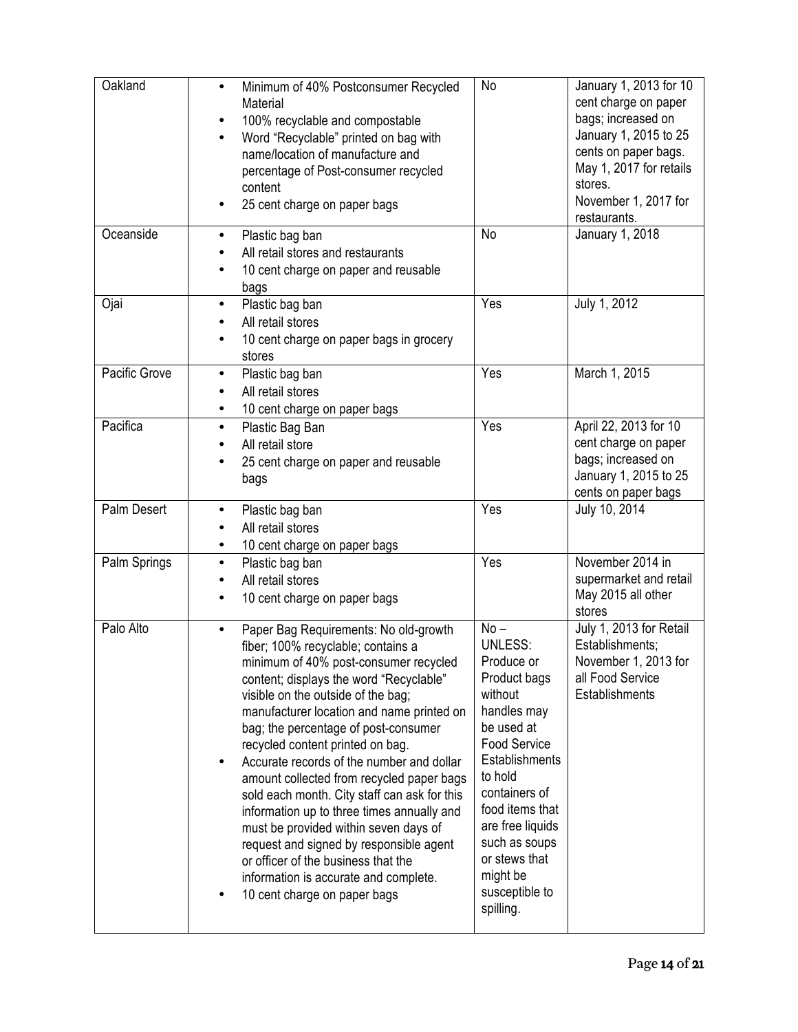| Oakland | • Minimum of 40% Postconsumer Recycled Material<br>• 100% recyclable and compostable<br>• Word "Recyclable" printed on bag with name/location of manufacture and percentage of Post-consumer recycled content<br>• 25 cent charge on paper bags | No | January 1, 2013 for 10 cent charge on paper bags; increased on January 1, 2015 to 25 cents on paper bags. May 1, 2017 for retails stores. November 1, 2017 for restaurants. |
|---|---|---|---|
| Oceanside | • Plastic bag ban<br>• All retail stores and restaurants<br>• 10 cent charge on paper and reusable bags | No | January 1, 2018 |
| Ojai | • Plastic bag ban<br>• All retail stores<br>• 10 cent charge on paper bags in grocery stores | Yes | July 1, 2012 |
| Pacific Grove | • Plastic bag ban<br>• All retail stores<br>• 10 cent charge on paper bags | Yes | March 1, 2015 |
| Pacifica | • Plastic Bag Ban<br>• All retail store<br>• 25 cent charge on paper and reusable bags | Yes | April 22, 2013 for 10 cent charge on paper bags; increased on January 1, 2015 to 25 cents on paper bags |
| Palm Desert | • Plastic bag ban<br>• All retail stores<br>• 10 cent charge on paper bags | Yes | July 10, 2014 |
| Palm Springs | • Plastic bag ban<br>• All retail stores<br>• 10 cent charge on paper bags | Yes | November 2014 in supermarket and retail May 2015 all other stores |
| Palo Alto | • Paper Bag Requirements: No old-growth fiber; 100% recyclable; contains a minimum of 40% post-consumer recycled content; displays the word "Recyclable" visible on the outside of the bag; manufacturer location and name printed on bag; the percentage of post-consumer recycled content printed on bag.<br>• Accurate records of the number and dollar amount collected from recycled paper bags sold each month. City staff can ask for this information up to three times annually and must be provided within seven days of request and signed by responsible agent or officer of the business that the information is accurate and complete.<br>• 10 cent charge on paper bags | No – UNLESS: Produce or Product bags without handles may be used at Food Service Establishments to hold containers of food items that are free liquids such as soups or stews that might be susceptible to spilling. | July 1, 2013 for Retail Establishments; November 1, 2013 for all Food Service Establishments |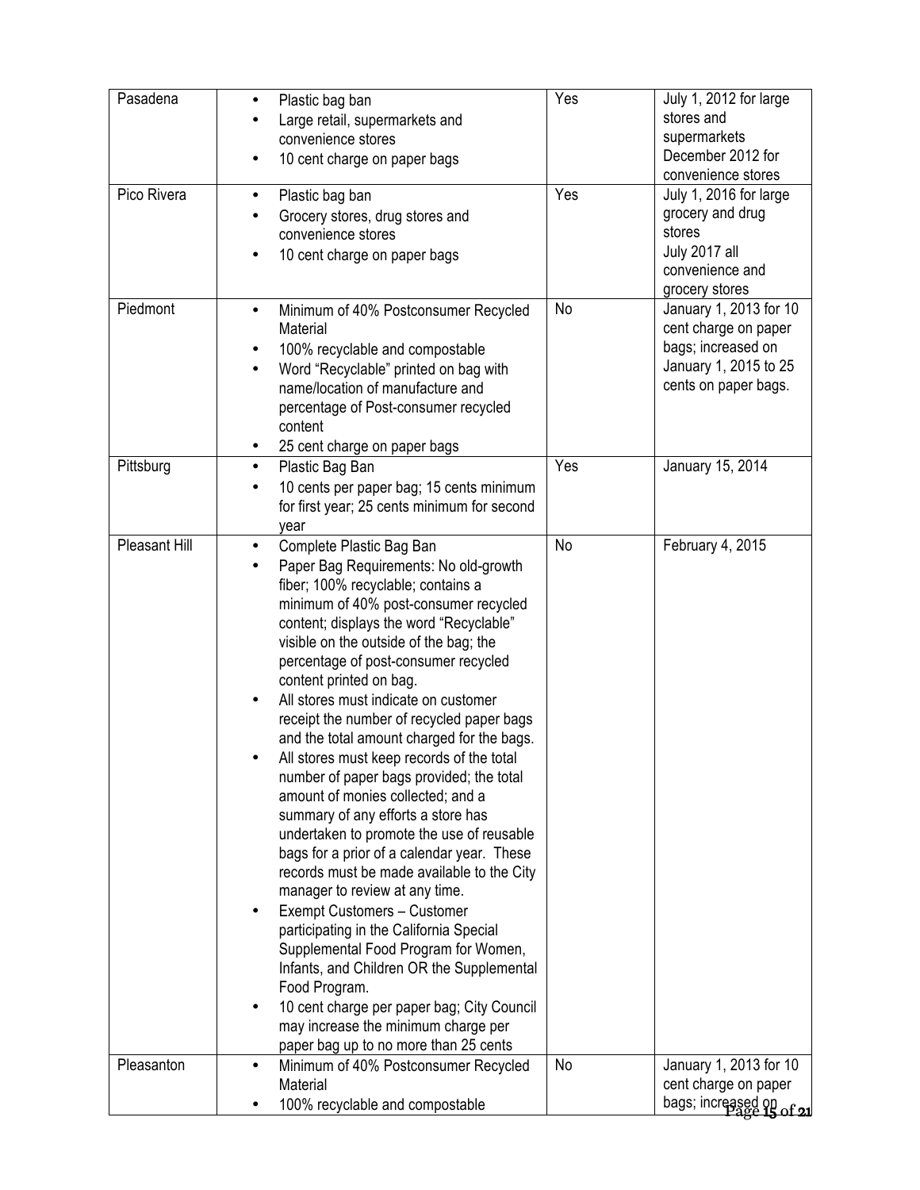| | | | |
|---|---|---|---|
| Pasadena | • Plastic bag ban<br>• Large retail, supermarkets and convenience stores<br>• 10 cent charge on paper bags | Yes | July 1, 2012 for large stores and supermarkets<br>December 2012 for convenience stores |
| Pico Rivera | • Plastic bag ban<br>• Grocery stores, drug stores and convenience stores<br>• 10 cent charge on paper bags | Yes | July 1, 2016 for large grocery and drug stores<br>July 2017 all convenience and grocery stores |
| Piedmont | • Minimum of 40% Postconsumer Recycled Material<br>• 100% recyclable and compostable<br>• Word "Recyclable" printed on bag with name/location of manufacture and percentage of Post-consumer recycled content<br>• 25 cent charge on paper bags | No | January 1, 2013 for 10 cent charge on paper bags; increased on January 1, 2015 to 25 cents on paper bags. |
| Pittsburg | • Plastic Bag Ban<br>• 10 cents per paper bag; 15 cents minimum for first year; 25 cents minimum for second year | Yes | January 15, 2014 |
| Pleasant Hill | • Complete Plastic Bag Ban<br>• Paper Bag Requirements: No old-growth fiber; 100% recyclable; contains a minimum of 40% post-consumer recycled content; displays the word "Recyclable" visible on the outside of the bag; the percentage of post-consumer recycled content printed on bag.<br>• All stores must indicate on customer receipt the number of recycled paper bags and the total amount charged for the bags.<br>• All stores must keep records of the total number of paper bags provided; the total amount of monies collected; and a summary of any efforts a store has undertaken to promote the use of reusable bags for a prior of a calendar year. These records must be made available to the City manager to review at any time.<br>• Exempt Customers – Customer participating in the California Special Supplemental Food Program for Women, Infants, and Children OR the Supplemental Food Program.<br>• 10 cent charge per paper bag; City Council may increase the minimum charge per paper bag up to no more than 25 cents | No | February 4, 2015 |
| Pleasanton | • Minimum of 40% Postconsumer Recycled Material<br>• 100% recyclable and compostable | No | January 1, 2013 for 10 cent charge on paper bags; increased on |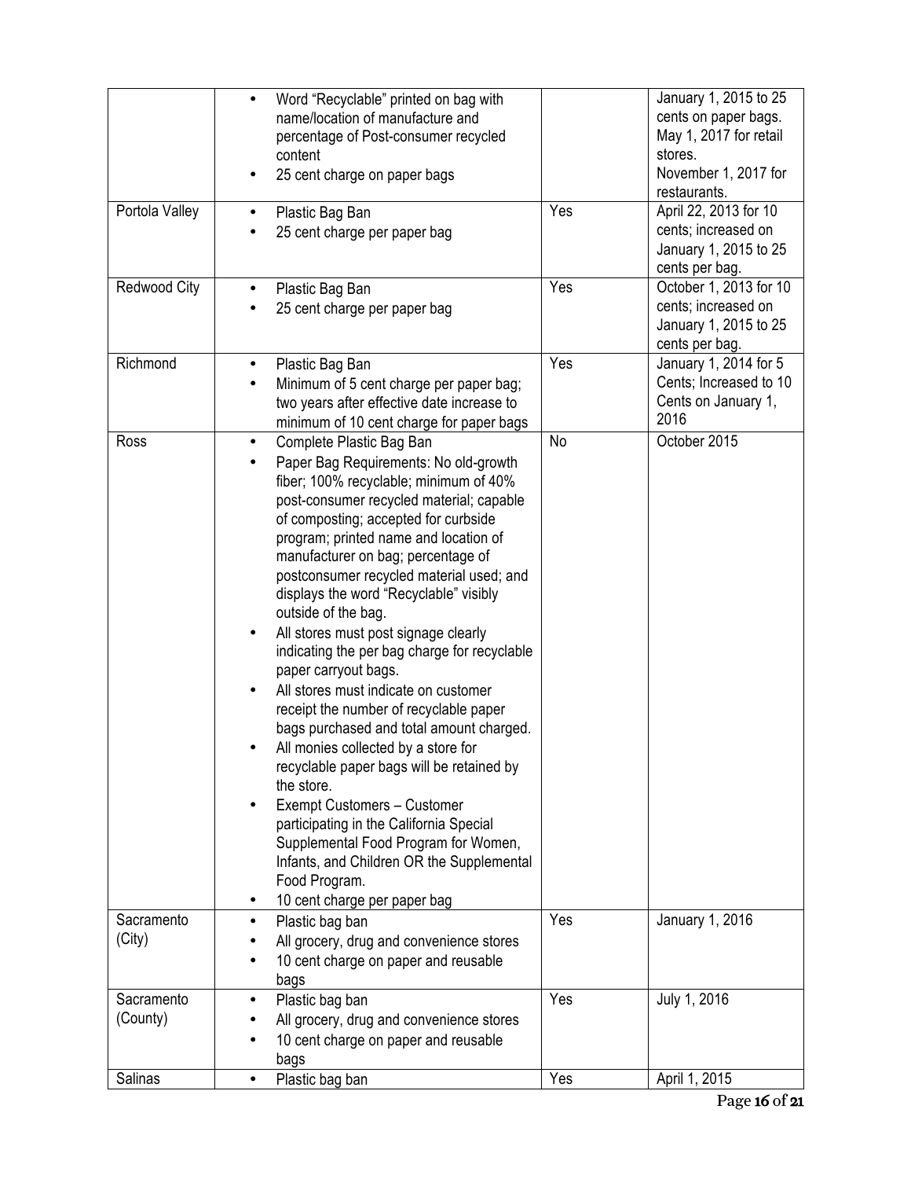| | | | |
|---|---|---|---|
| | • Word "Recyclable" printed on bag with name/location of manufacture and percentage of Post-consumer recycled content<br>• 25 cent charge on paper bags | | January 1, 2015 to 25 cents on paper bags. May 1, 2017 for retail stores. November 1, 2017 for restaurants. |
| Portola Valley | • Plastic Bag Ban<br>• 25 cent charge per paper bag | Yes | April 22, 2013 for 10 cents; increased on January 1, 2015 to 25 cents per bag. |
| Redwood City | • Plastic Bag Ban<br>• 25 cent charge per paper bag | Yes | October 1, 2013 for 10 cents; increased on January 1, 2015 to 25 cents per bag. |
| Richmond | • Plastic Bag Ban<br>• Minimum of 5 cent charge per paper bag; two years after effective date increase to minimum of 10 cent charge for paper bags | Yes | January 1, 2014 for 5 Cents; Increased to 10 Cents on January 1, 2016 |
| Ross | • Complete Plastic Bag Ban<br>• Paper Bag Requirements: No old-growth fiber; 100% recyclable; minimum of 40% post-consumer recycled material; capable of composting; accepted for curbside program; printed name and location of manufacturer on bag; percentage of postconsumer recycled material used; and displays the word "Recyclable" visibly outside of the bag.<br>• All stores must post signage clearly indicating the per bag charge for recyclable paper carryout bags.<br>• All stores must indicate on customer receipt the number of recyclable paper bags purchased and total amount charged.<br>• All monies collected by a store for recyclable paper bags will be retained by the store.<br>• Exempt Customers – Customer participating in the California Special Supplemental Food Program for Women, Infants, and Children OR the Supplemental Food Program.<br>• 10 cent charge per paper bag | No | October 2015 |
| Sacramento (City) | • Plastic bag ban<br>• All grocery, drug and convenience stores<br>• 10 cent charge on paper and reusable bags | Yes | January 1, 2016 |
| Sacramento (County) | • Plastic bag ban<br>• All grocery, drug and convenience stores<br>• 10 cent charge on paper and reusable bags | Yes | July 1, 2016 |
| Salinas | • Plastic bag ban | Yes | April 1, 2015 |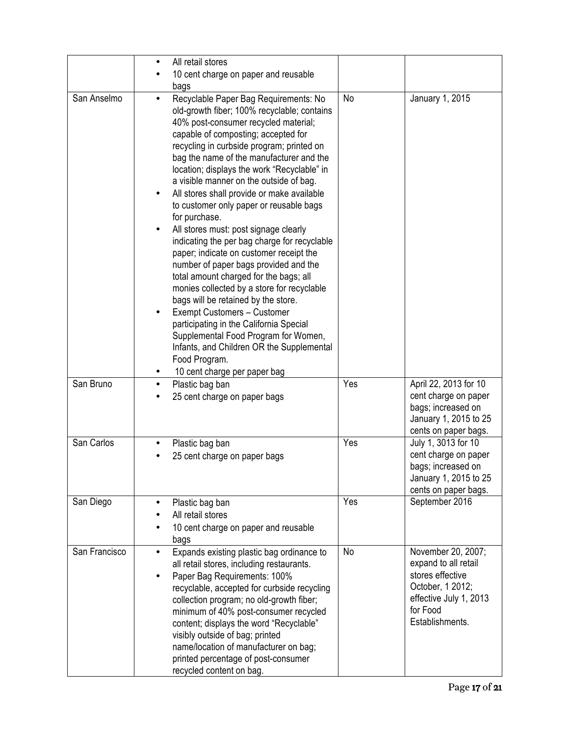| | | | |
|---|---|---|---|
| | • All retail stores<br>• 10 cent charge on paper and reusable bags | | |
| San Anselmo | • Recyclable Paper Bag Requirements: No old-growth fiber; 100% recyclable; contains 40% post-consumer recycled material; capable of composting; accepted for recycling in curbside program; printed on bag the name of the manufacturer and the location; displays the work "Recyclable" in a visible manner on the outside of bag.<br>• All stores shall provide or make available to customer only paper or reusable bags for purchase.<br>• All stores must: post signage clearly indicating the per bag charge for recyclable paper; indicate on customer receipt the number of paper bags provided and the total amount charged for the bags; all monies collected by a store for recyclable bags will be retained by the store.<br>• Exempt Customers – Customer participating in the California Special Supplemental Food Program for Women, Infants, and Children OR the Supplemental Food Program.<br>• 10 cent charge per paper bag | No | January 1, 2015 |
| San Bruno | • Plastic bag ban<br>• 25 cent charge on paper bags | Yes | April 22, 2013 for 10 cent charge on paper bags; increased on January 1, 2015 to 25 cents on paper bags. |
| San Carlos | • Plastic bag ban<br>• 25 cent charge on paper bags | Yes | July 1, 3013 for 10 cent charge on paper bags; increased on January 1, 2015 to 25 cents on paper bags. |
| San Diego | • Plastic bag ban<br>• All retail stores<br>• 10 cent charge on paper and reusable bags | Yes | September 2016 |
| San Francisco | • Expands existing plastic bag ordinance to all retail stores, including restaurants.<br>• Paper Bag Requirements: 100% recyclable, accepted for curbside recycling collection program; no old-growth fiber; minimum of 40% post-consumer recycled content; displays the word "Recyclable" visibly outside of bag; printed name/location of manufacturer on bag; printed percentage of post-consumer recycled content on bag. | No | November 20, 2007; expand to all retail stores effective October, 1 2012; effective July 1, 2013 for Food Establishments. |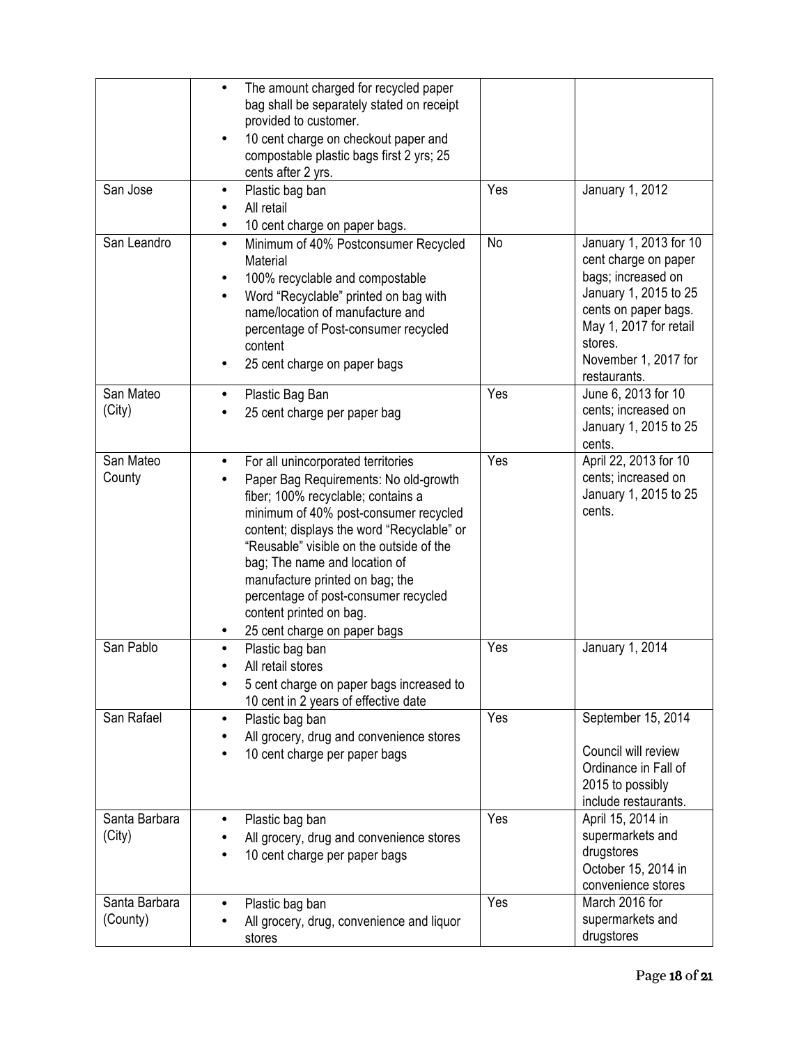| | | | |
|---|---|---|---|
| | • The amount charged for recycled paper bag shall be separately stated on receipt provided to customer.<br>• 10 cent charge on checkout paper and compostable plastic bags first 2 yrs; 25 cents after 2 yrs. | | |
| San Jose | • Plastic bag ban<br>• All retail<br>• 10 cent charge on paper bags. | Yes | January 1, 2012 |
| San Leandro | • Minimum of 40% Postconsumer Recycled Material<br>• 100% recyclable and compostable<br>• Word "Recyclable" printed on bag with name/location of manufacture and percentage of Post-consumer recycled content<br>• 25 cent charge on paper bags | No | January 1, 2013 for 10 cent charge on paper bags; increased on January 1, 2015 to 25 cents on paper bags. May 1, 2017 for retail stores. November 1, 2017 for restaurants. |
| San Mateo (City) | • Plastic Bag Ban<br>• 25 cent charge per paper bag | Yes | June 6, 2013 for 10 cents; increased on January 1, 2015 to 25 cents. |
| San Mateo County | • For all unincorporated territories<br>• Paper Bag Requirements: No old-growth fiber; 100% recyclable; contains a minimum of 40% post-consumer recycled content; displays the word "Recyclable" or "Reusable" visible on the outside of the bag; The name and location of manufacture printed on bag; the percentage of post-consumer recycled content printed on bag.<br>• 25 cent charge on paper bags | Yes | April 22, 2013 for 10 cents; increased on January 1, 2015 to 25 cents. |
| San Pablo | • Plastic bag ban<br>• All retail stores<br>• 5 cent charge on paper bags increased to 10 cent in 2 years of effective date | Yes | January 1, 2014 |
| San Rafael | • Plastic bag ban<br>• All grocery, drug and convenience stores<br>• 10 cent charge per paper bags | Yes | September 15, 2014<br><br>Council will review Ordinance in Fall of 2015 to possibly include restaurants. |
| Santa Barbara (City) | • Plastic bag ban<br>• All grocery, drug and convenience stores<br>• 10 cent charge per paper bags | Yes | April 15, 2014 in supermarkets and drugstores<br>October 15, 2014 in convenience stores |
| Santa Barbara (County) | • Plastic bag ban<br>• All grocery, drug, convenience and liquor stores | Yes | March 2016 for supermarkets and drugstores |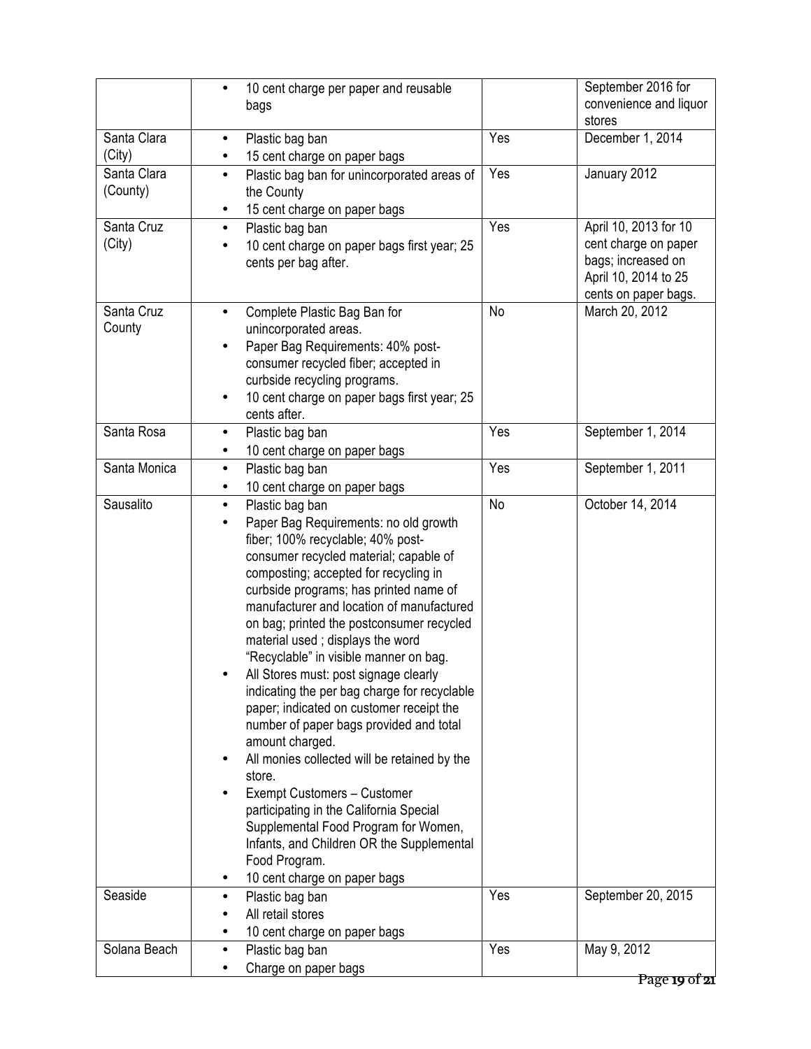| | | | |
|---|---|---|---|
| | • 10 cent charge per paper and reusable bags | | September 2016 for convenience and liquor stores |
| Santa Clara (City) | • Plastic bag ban<br>• 15 cent charge on paper bags | Yes | December 1, 2014 |
| Santa Clara (County) | • Plastic bag ban for unincorporated areas of the County<br>• 15 cent charge on paper bags | Yes | January 2012 |
| Santa Cruz (City) | • Plastic bag ban<br>• 10 cent charge on paper bags first year; 25 cents per bag after. | Yes | April 10, 2013 for 10 cent charge on paper bags; increased on April 10, 2014 to 25 cents on paper bags. |
| Santa Cruz County | • Complete Plastic Bag Ban for unincorporated areas.<br>• Paper Bag Requirements: 40% post-consumer recycled fiber; accepted in curbside recycling programs.<br>• 10 cent charge on paper bags first year; 25 cents after. | No | March 20, 2012 |
| Santa Rosa | • Plastic bag ban<br>• 10 cent charge on paper bags | Yes | September 1, 2014 |
| Santa Monica | • Plastic bag ban<br>• 10 cent charge on paper bags | Yes | September 1, 2011 |
| Sausalito | • Plastic bag ban<br>• Paper Bag Requirements: no old growth fiber; 100% recyclable; 40% post-consumer recycled material; capable of composting; accepted for recycling in curbside programs; has printed name of manufacturer and location of manufactured on bag; printed the postconsumer recycled material used ; displays the word "Recyclable" in visible manner on bag.<br>• All Stores must: post signage clearly indicating the per bag charge for recyclable paper; indicated on customer receipt the number of paper bags provided and total amount charged.<br>• All monies collected will be retained by the store.<br>• Exempt Customers – Customer participating in the California Special Supplemental Food Program for Women, Infants, and Children OR the Supplemental Food Program.<br>• 10 cent charge on paper bags | No | October 14, 2014 |
| Seaside | • Plastic bag ban<br>• All retail stores<br>• 10 cent charge on paper bags | Yes | September 20, 2015 |
| Solana Beach | • Plastic bag ban<br>• Charge on paper bags | Yes | May 9, 2012 |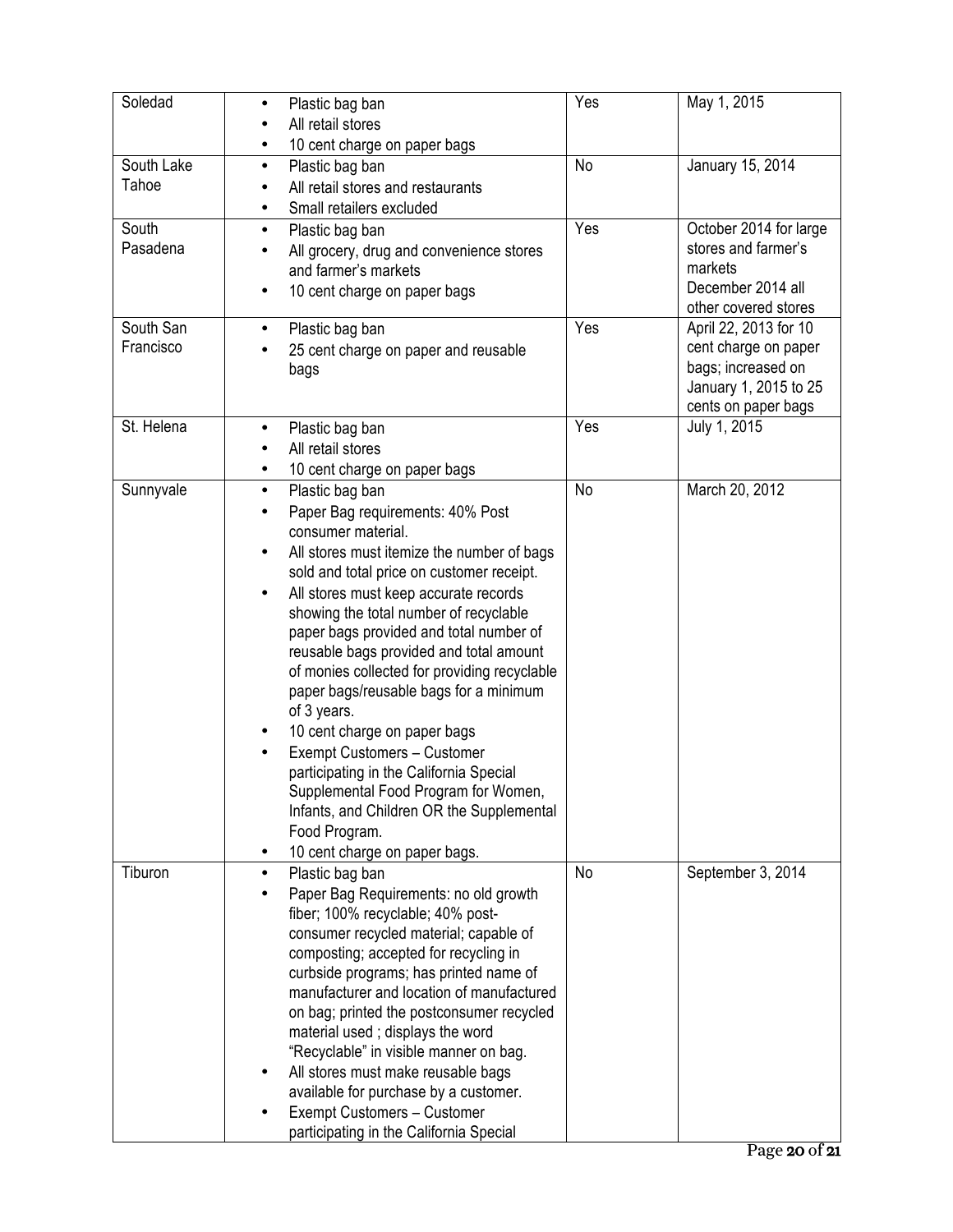| | | | |
|---|---|---|---|
| Soledad | • Plastic bag ban<br>• All retail stores<br>• 10 cent charge on paper bags | Yes | May 1, 2015 |
| South Lake Tahoe | • Plastic bag ban<br>• All retail stores and restaurants<br>• Small retailers excluded | No | January 15, 2014 |
| South Pasadena | • Plastic bag ban<br>• All grocery, drug and convenience stores and farmer's markets<br>• 10 cent charge on paper bags | Yes | October 2014 for large stores and farmer's markets<br>December 2014 all other covered stores |
| South San Francisco | • Plastic bag ban<br>• 25 cent charge on paper and reusable bags | Yes | April 22, 2013 for 10 cent charge on paper bags; increased on January 1, 2015 to 25 cents on paper bags |
| St. Helena | • Plastic bag ban<br>• All retail stores<br>• 10 cent charge on paper bags | Yes | July 1, 2015 |
| Sunnyvale | • Plastic bag ban<br>• Paper Bag requirements: 40% Post consumer material.<br>• All stores must itemize the number of bags sold and total price on customer receipt.<br>• All stores must keep accurate records showing the total number of recyclable paper bags provided and total number of reusable bags provided and total amount of monies collected for providing recyclable paper bags/reusable bags for a minimum of 3 years.<br>• 10 cent charge on paper bags<br>• Exempt Customers – Customer participating in the California Special Supplemental Food Program for Women, Infants, and Children OR the Supplemental Food Program.<br>• 10 cent charge on paper bags. | No | March 20, 2012 |
| Tiburon | • Plastic bag ban<br>• Paper Bag Requirements: no old growth fiber; 100% recyclable; 40% post-consumer recycled material; capable of composting; accepted for recycling in curbside programs; has printed name of manufacturer and location of manufactured on bag; printed the postconsumer recycled material used ; displays the word "Recyclable" in visible manner on bag.<br>• All stores must make reusable bags available for purchase by a customer.<br>• Exempt Customers – Customer participating in the California Special | No | September 3, 2014 |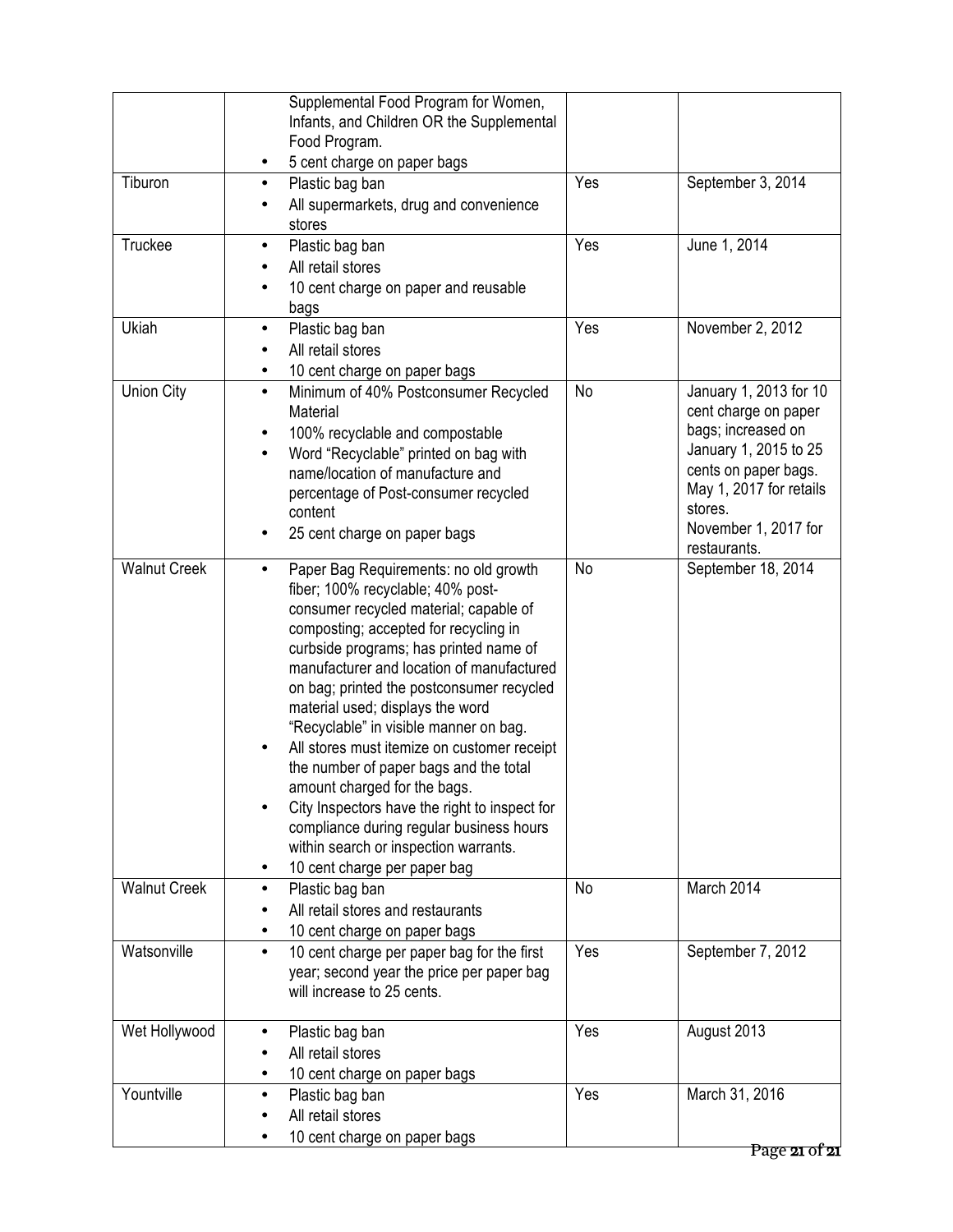| | | | |
|---|---|---|---|
| | Supplemental Food Program for Women, Infants, and Children OR the Supplemental Food Program.<br>• 5 cent charge on paper bags | | |
| Tiburon | • Plastic bag ban<br>• All supermarkets, drug and convenience stores | Yes | September 3, 2014 |
| Truckee | • Plastic bag ban<br>• All retail stores<br>• 10 cent charge on paper and reusable bags | Yes | June 1, 2014 |
| Ukiah | • Plastic bag ban<br>• All retail stores<br>• 10 cent charge on paper bags | Yes | November 2, 2012 |
| Union City | • Minimum of 40% Postconsumer Recycled Material<br>• 100% recyclable and compostable<br>• Word "Recyclable" printed on bag with name/location of manufacture and percentage of Post-consumer recycled content<br>• 25 cent charge on paper bags | No | January 1, 2013 for 10 cent charge on paper bags; increased on January 1, 2015 to 25 cents on paper bags. May 1, 2017 for retails stores. November 1, 2017 for restaurants. |
| Walnut Creek | • Paper Bag Requirements: no old growth fiber; 100% recyclable; 40% post-consumer recycled material; capable of composting; accepted for recycling in curbside programs; has printed name of manufacturer and location of manufactured on bag; printed the postconsumer recycled material used; displays the word "Recyclable" in visible manner on bag.<br>• All stores must itemize on customer receipt the number of paper bags and the total amount charged for the bags.<br>• City Inspectors have the right to inspect for compliance during regular business hours within search or inspection warrants.<br>• 10 cent charge per paper bag | No | September 18, 2014 |
| Walnut Creek | • Plastic bag ban<br>• All retail stores and restaurants<br>• 10 cent charge on paper bags | No | March 2014 |
| Watsonville | • 10 cent charge per paper bag for the first year; second year the price per paper bag will increase to 25 cents. | Yes | September 7, 2012 |
| Wet Hollywood | • Plastic bag ban<br>• All retail stores<br>• 10 cent charge on paper bags | Yes | August 2013 |
| Yountville | • Plastic bag ban<br>• All retail stores<br>• 10 cent charge on paper bags | Yes | March 31, 2016 |